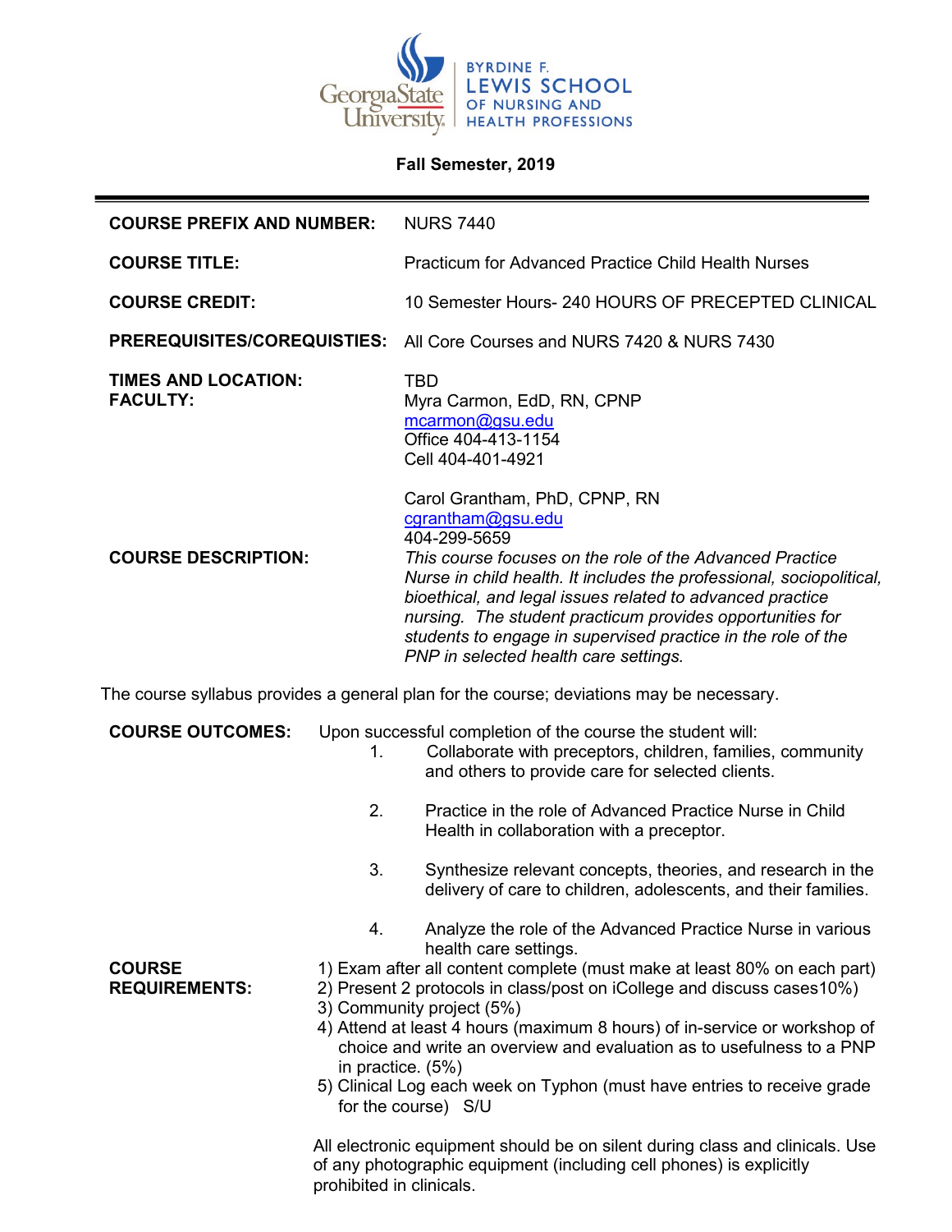Georgia State University — Byrdine F. Lewis School of Nursing and Health Professions

**Fall Semester, 2019**

---

**COURSE PREFIX AND NUMBER:** NURS 7440

**COURSE TITLE:** Practicum for Advanced Practice Child Health Nurses

**COURSE CREDIT:** 10 Semester Hours- 240 HOURS OF PRECEPTED CLINICAL

**PREREQUISITES/COREQUISTIES:** All Core Courses and NURS 7420 & NURS 7430

**TIMES AND LOCATION:** TBD

**FACULTY:**

Myra Carmon, EdD, RN, CPNP
mcarmon@gsu.edu
Office 404-413-1154
Cell 404-401-4921

Carol Grantham, PhD, CPNP, RN
cgrantham@gsu.edu
404-299-5659

**COURSE DESCRIPTION:** *This course focuses on the role of the Advanced Practice Nurse in child health. It includes the professional, sociopolitical, bioethical, and legal issues related to advanced practice nursing. The student practicum provides opportunities for students to engage in supervised practice in the role of the PNP in selected health care settings.*

The course syllabus provides a general plan for the course; deviations may be necessary.

**COURSE OUTCOMES:** Upon successful completion of the course the student will:

1. Collaborate with preceptors, children, families, community and others to provide care for selected clients.
2. Practice in the role of Advanced Practice Nurse in Child Health in collaboration with a preceptor.
3. Synthesize relevant concepts, theories, and research in the delivery of care to children, adolescents, and their families.
4. Analyze the role of the Advanced Practice Nurse in various health care settings.

**COURSE REQUIREMENTS:**

1) Exam after all content complete (must make at least 80% on each part)
2) Present 2 protocols in class/post on iCollege and discuss cases10%)
3) Community project (5%)
4) Attend at least 4 hours (maximum 8 hours) of in-service or workshop of choice and write an overview and evaluation as to usefulness to a PNP in practice. (5%)
5) Clinical Log each week on Typhon (must have entries to receive grade for the course) S/U

All electronic equipment should be on silent during class and clinicals. Use of any photographic equipment (including cell phones) is explicitly prohibited in clinicals.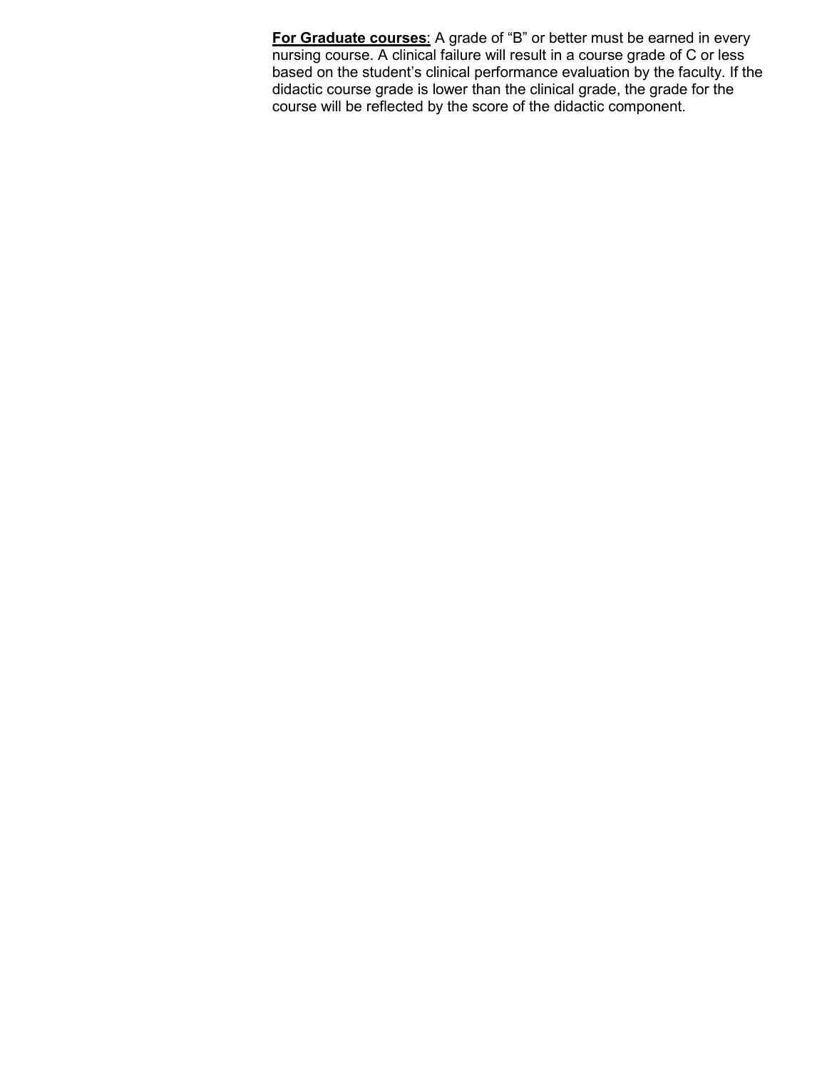**<u>For Graduate courses</u>**: A grade of "B" or better must be earned in every nursing course. A clinical failure will result in a course grade of C or less based on the student's clinical performance evaluation by the faculty. If the didactic course grade is lower than the clinical grade, the grade for the course will be reflected by the score of the didactic component.